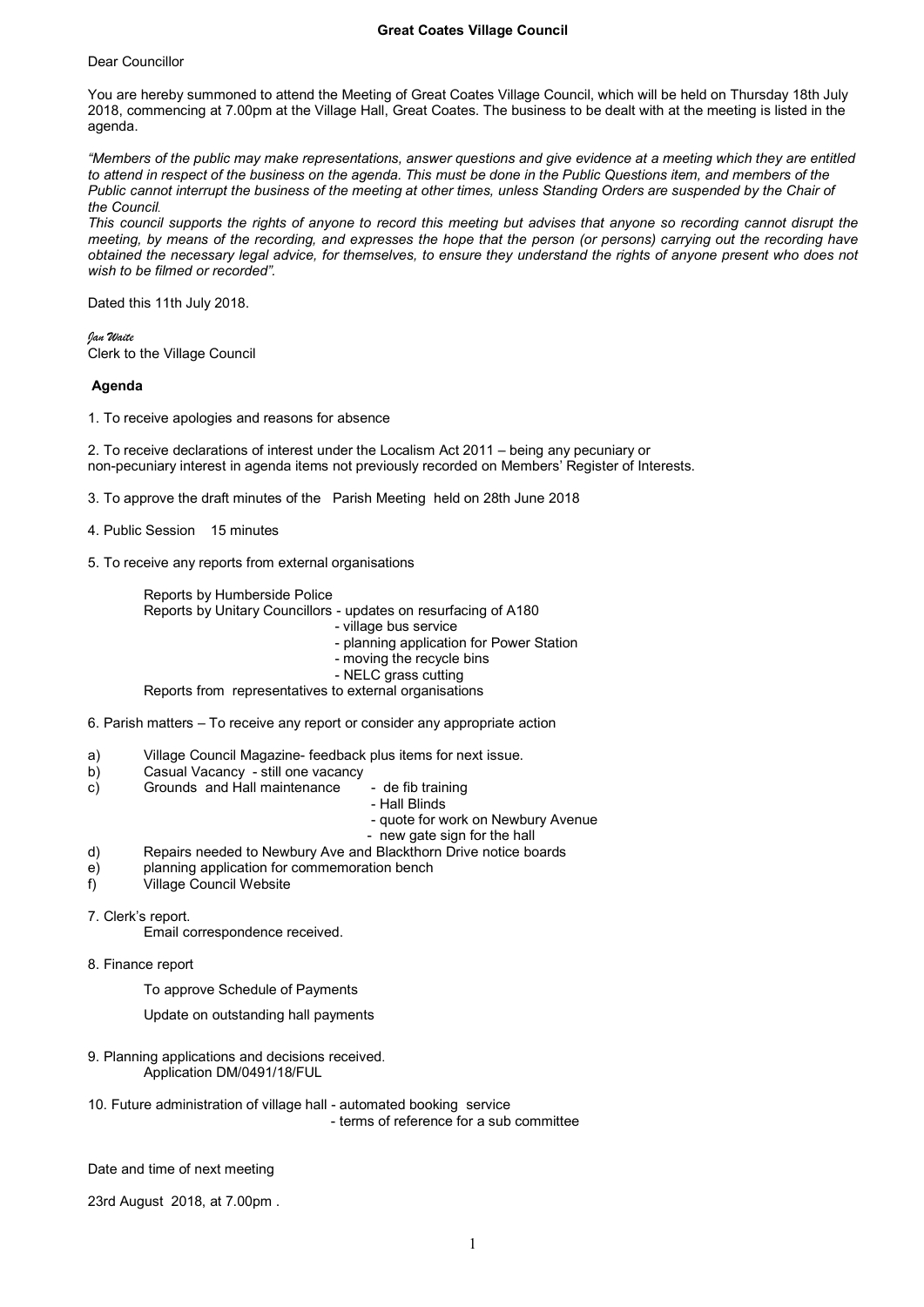# Great Coates Village Council

Dear Councillor

You are hereby summoned to attend the Meeting of Great Coates Village Council, which will be held on Thursday 18th July 2018, commencing at 7.00pm at the Village Hall, Great Coates. The business to be dealt with at the meeting is listed in the agenda.

*"Members of the public may make representations, answer questions and give evidence at a meeting which they are entitled to attend in respect of the business on the agenda. This must be done in the Public Questions item, and members of the Public cannot interrupt the business of the meeting at other times, unless Standing Orders are suspended by the Chair of the Council.*
*This council supports the rights of anyone to record this meeting but advises that anyone so recording cannot disrupt the meeting, by means of the recording, and expresses the hope that the person (or persons) carrying out the recording have obtained the necessary legal advice, for themselves, to ensure they understand the rights of anyone present who does not wish to be filmed or recorded".*

Dated this 11th July 2018.

*Jan Waite*
Clerk to the Village Council

## Agenda

1. To receive apologies and reasons for absence

2. To receive declarations of interest under the Localism Act 2011 – being any pecuniary or non-pecuniary interest in agenda items not previously recorded on Members' Register of Interests.

3. To approve the draft minutes of the Parish Meeting held on 28th June 2018

4. Public Session 15 minutes

5. To receive any reports from external organisations

   Reports by Humberside Police
   Reports by Unitary Councillors - updates on resurfacing of A180
   - village bus service
   - planning application for Power Station
   - moving the recycle bins
   - NELC grass cutting
   
   Reports from representatives to external organisations

6. Parish matters – To receive any report or consider any appropriate action

   a) Village Council Magazine- feedback plus items for next issue.
   b) Casual Vacancy - still one vacancy
   c) Grounds and Hall maintenance
      - de fib training
      - Hall Blinds
      - quote for work on Newbury Avenue
      - new gate sign for the hall
   d) Repairs needed to Newbury Ave and Blackthorn Drive notice boards
   e) planning application for commemoration bench
   f) Village Council Website

7. Clerk's report.
   Email correspondence received.

8. Finance report

   To approve Schedule of Payments

   Update on outstanding hall payments

9. Planning applications and decisions received.
   Application DM/0491/18/FUL

10. Future administration of village hall - automated booking service
    - terms of reference for a sub committee

Date and time of next meeting

23rd August 2018, at 7.00pm .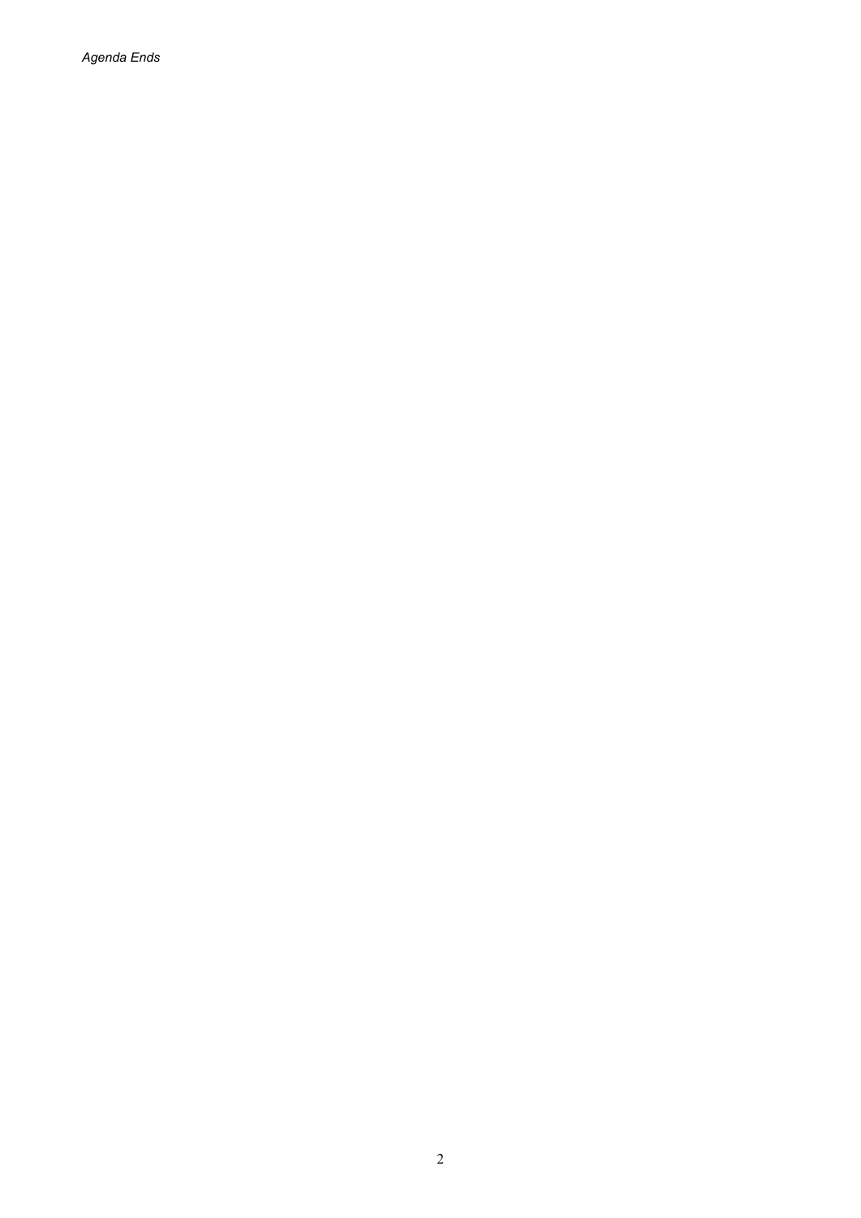*Agenda Ends*